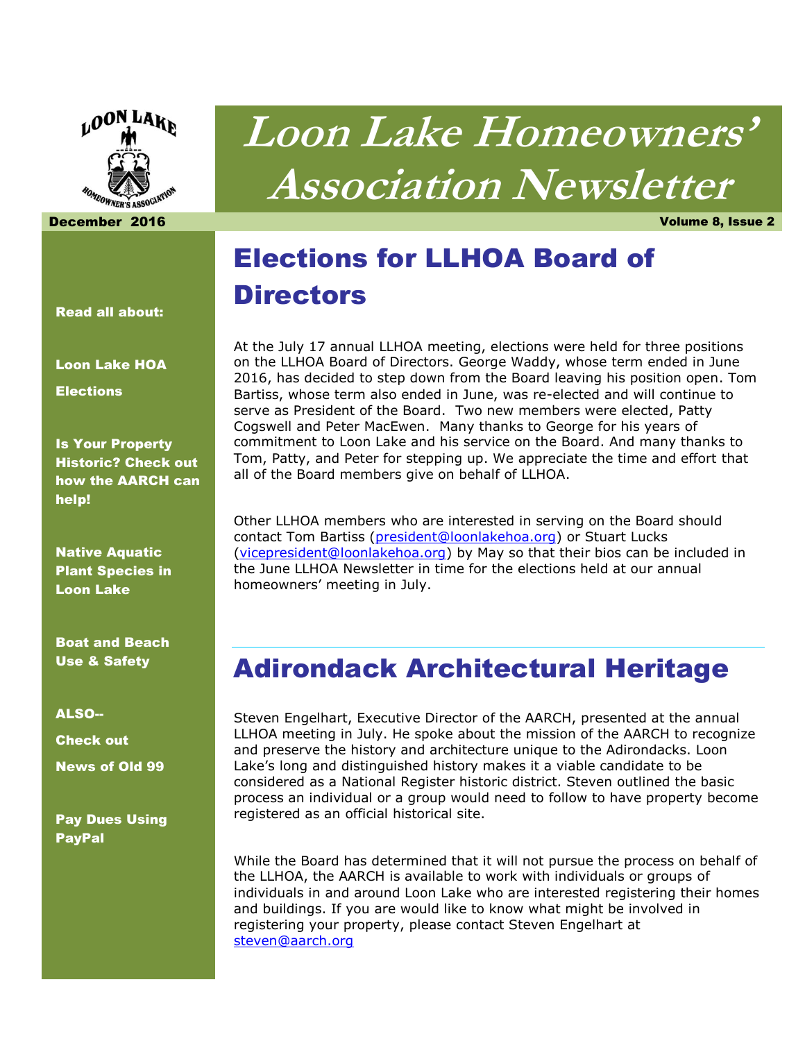# Loon Lake Homeowners' Association Newsletter

**December 2016** **Volume 8, Issue 2**

**Read all about:**

**Loon Lake HOA Elections**

**Is Your Property Historic? Check out how the AARCH can help!**

**Native Aquatic Plant Species in Loon Lake**

**Boat and Beach Use & Safety**

**ALSO--**

**Check out**

**News of Old 99**

**Pay Dues Using PayPal**

## Elections for LLHOA Board of Directors

At the July 17 annual LLHOA meeting, elections were held for three positions on the LLHOA Board of Directors. George Waddy, whose term ended in June 2016, has decided to step down from the Board leaving his position open. Tom Bartiss, whose term also ended in June, was re-elected and will continue to serve as President of the Board. Two new members were elected, Patty Cogswell and Peter MacEwen. Many thanks to George for his years of commitment to Loon Lake and his service on the Board. And many thanks to Tom, Patty, and Peter for stepping up. We appreciate the time and effort that all of the Board members give on behalf of LLHOA.

Other LLHOA members who are interested in serving on the Board should contact Tom Bartiss (president@loonlakehoa.org) or Stuart Lucks (vicepresident@loonlakehoa.org) by May so that their bios can be included in the June LLHOA Newsletter in time for the elections held at our annual homeowners' meeting in July.

## Adirondack Architectural Heritage

Steven Engelhart, Executive Director of the AARCH, presented at the annual LLHOA meeting in July. He spoke about the mission of the AARCH to recognize and preserve the history and architecture unique to the Adirondacks. Loon Lake's long and distinguished history makes it a viable candidate to be considered as a National Register historic district. Steven outlined the basic process an individual or a group would need to follow to have property become registered as an official historical site.

While the Board has determined that it will not pursue the process on behalf of the LLHOA, the AARCH is available to work with individuals or groups of individuals in and around Loon Lake who are interested registering their homes and buildings. If you are would like to know what might be involved in registering your property, please contact Steven Engelhart at steven@aarch.org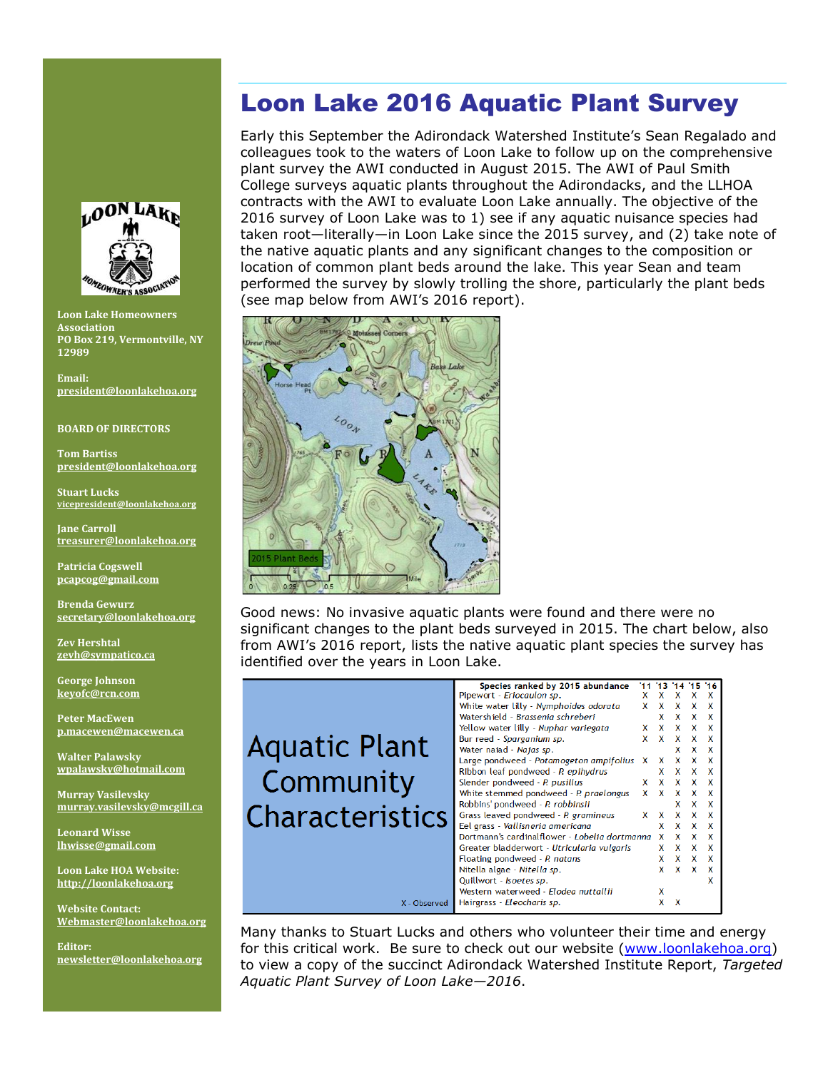**Loon Lake Homeowners Association**
**PO Box 219, Vermontville, NY 12989**

**Email:**
**president@loonlakehoa.org**

**BOARD OF DIRECTORS**

**Tom Bartiss**
**president@loonlakehoa.org**

**Stuart Lucks**
**vicepresident@loonlakehoa.org**

**Jane Carroll**
**treasurer@loonlakehoa.org**

**Patricia Cogswell**
**pcapcog@gmail.com**

**Brenda Gewurz**
**secretary@loonlakehoa.org**

**Zev Hershtal**
**zevh@sympatico.ca**

**George Johnson**
**keyofc@rcn.com**

**Peter MacEwen**
**p.macewen@macewen.ca**

**Walter Palawsky**
**wpalawsky@hotmail.com**

**Murray Vasilevsky**
**murray.vasilevsky@mcgill.ca**

**Leonard Wisse**
**lhwisse@gmail.com**

**Loon Lake HOA Website:**
**http://loonlakehoa.org**

**Website Contact:**
**Webmaster@loonlakehoa.org**

**Editor:**
**newsletter@loonlakehoa.org**

# Loon Lake 2016 Aquatic Plant Survey

Early this September the Adirondack Watershed Institute's Sean Regalado and colleagues took to the waters of Loon Lake to follow up on the comprehensive plant survey the AWI conducted in August 2015. The AWI of Paul Smith College surveys aquatic plants throughout the Adirondacks, and the LLHOA contracts with the AWI to evaluate Loon Lake annually. The objective of the 2016 survey of Loon Lake was to 1) see if any aquatic nuisance species had taken root—literally—in Loon Lake since the 2015 survey, and (2) take note of the native aquatic plants and any significant changes to the composition or location of common plant beds around the lake. This year Sean and team performed the survey by slowly trolling the shore, particularly the plant beds (see map below from AWI's 2016 report).

Good news: No invasive aquatic plants were found and there were no significant changes to the plant beds surveyed in 2015. The chart below, also from AWI's 2016 report, lists the native aquatic plant species the survey has identified over the years in Loon Lake.

**Aquatic Plant Community Characteristics**

| Species ranked by 2015 abundance | '11 | '13 | '14 | '15 | '16 |
|---|---|---|---|---|---|
| Pipewort - *Eriocaulon sp.* | X | X | X | X | X |
| White water lilly - *Nymphoides odorata* | X | X | X | X | X |
| Watershield - *Brassenia schreberi* | | X | X | X | X |
| Yellow water lilly - *Nuphar variegata* | X | X | X | X | X |
| Bur reed - *Sparganium sp.* | X | X | X | X | X |
| Water naiad - *Najas sp.* | | | X | X | X |
| Large pondweed - *Potamogeton ampifolius* | X | X | X | X | X |
| Ribbon leaf pondweed - *P. epihydrus* | | X | X | X | X |
| Slender pondweed - *P. pusillus* | X | X | X | X | X |
| White stemmed pondweed - *P. praelongus* | X | X | X | X | X |
| Robbins' pondweed - *P. robbinsii* | | | X | X | X |
| Grass leaved pondweed - *P. gramineus* | X | X | X | X | X |
| Eel grass - *Vallisneria americana* | | X | X | X | X |
| Dortmann's cardinalflower - *Lobelia dortmanna* | | X | X | X | X |
| Greater bladderwort - *Utricularia vulgaris* | | X | X | X | X |
| Floating pondweed - *P. natans* | | X | X | X | X |
| Nitella algae - *Nitella sp.* | | X | X | X | X |
| Quillwort - *Isoetes sp.* | | | | | X |
| Western waterweed - *Elodea nuttallii* | | X | | | |
| Hairgrass - *Eleocharis sp.* | | X | X | | |

X - Observed

Many thanks to Stuart Lucks and others who volunteer their time and energy for this critical work. Be sure to check out our website (www.loonlakehoa.org) to view a copy of the succinct Adirondack Watershed Institute Report, *Targeted Aquatic Plant Survey of Loon Lake—2016*.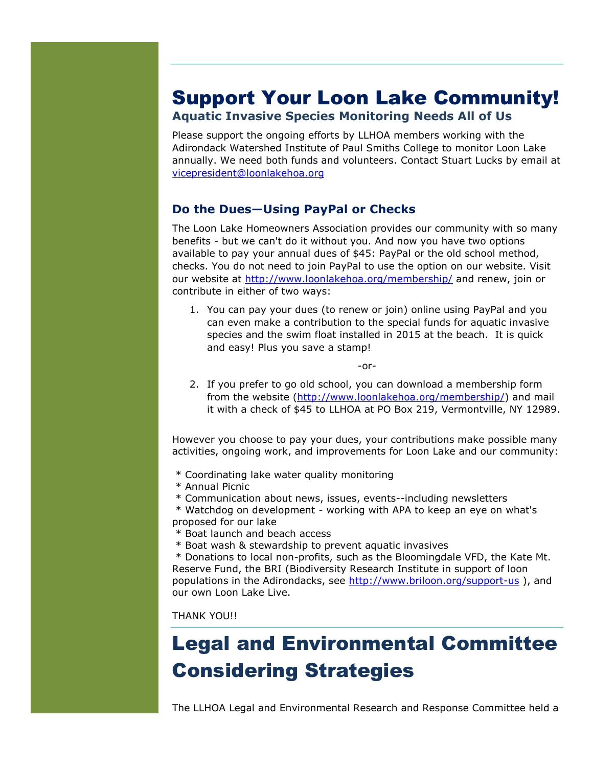# Support Your Loon Lake Community!

### Aquatic Invasive Species Monitoring Needs All of Us

Please support the ongoing efforts by LLHOA members working with the Adirondack Watershed Institute of Paul Smiths College to monitor Loon Lake annually. We need both funds and volunteers. Contact Stuart Lucks by email at vicepresident@loonlakehoa.org

### Do the Dues—Using PayPal or Checks

The Loon Lake Homeowners Association provides our community with so many benefits - but we can't do it without you. And now you have two options available to pay your annual dues of $45: PayPal or the old school method, checks. You do not need to join PayPal to use the option on our website. Visit our website at http://www.loonlakehoa.org/membership/ and renew, join or contribute in either of two ways:

1. You can pay your dues (to renew or join) online using PayPal and you can even make a contribution to the special funds for aquatic invasive species and the swim float installed in 2015 at the beach. It is quick and easy! Plus you save a stamp!

-or-

2. If you prefer to go old school, you can download a membership form from the website (http://www.loonlakehoa.org/membership/) and mail it with a check of $45 to LLHOA at PO Box 219, Vermontville, NY 12989.

However you choose to pay your dues, your contributions make possible many activities, ongoing work, and improvements for Loon Lake and our community:

* Coordinating lake water quality monitoring
* Annual Picnic
* Communication about news, issues, events--including newsletters
* Watchdog on development - working with APA to keep an eye on what's proposed for our lake
* Boat launch and beach access
* Boat wash & stewardship to prevent aquatic invasives
* Donations to local non-profits, such as the Bloomingdale VFD, the Kate Mt. Reserve Fund, the BRI (Biodiversity Research Institute in support of loon populations in the Adirondacks, see http://www.briloon.org/support-us ), and our own Loon Lake Live.

THANK YOU!!

# Legal and Environmental Committee Considering Strategies

The LLHOA Legal and Environmental Research and Response Committee held a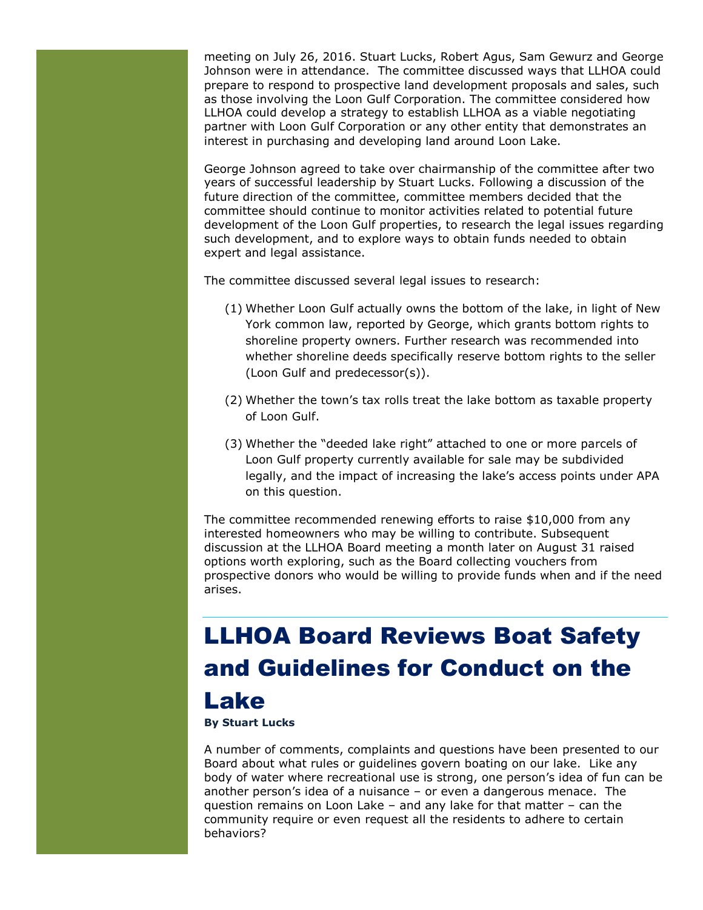meeting on July 26, 2016. Stuart Lucks, Robert Agus, Sam Gewurz and George Johnson were in attendance. The committee discussed ways that LLHOA could prepare to respond to prospective land development proposals and sales, such as those involving the Loon Gulf Corporation. The committee considered how LLHOA could develop a strategy to establish LLHOA as a viable negotiating partner with Loon Gulf Corporation or any other entity that demonstrates an interest in purchasing and developing land around Loon Lake.

George Johnson agreed to take over chairmanship of the committee after two years of successful leadership by Stuart Lucks. Following a discussion of the future direction of the committee, committee members decided that the committee should continue to monitor activities related to potential future development of the Loon Gulf properties, to research the legal issues regarding such development, and to explore ways to obtain funds needed to obtain expert and legal assistance.

The committee discussed several legal issues to research:

(1) Whether Loon Gulf actually owns the bottom of the lake, in light of New York common law, reported by George, which grants bottom rights to shoreline property owners. Further research was recommended into whether shoreline deeds specifically reserve bottom rights to the seller (Loon Gulf and predecessor(s)).

(2) Whether the town's tax rolls treat the lake bottom as taxable property of Loon Gulf.

(3) Whether the "deeded lake right" attached to one or more parcels of Loon Gulf property currently available for sale may be subdivided legally, and the impact of increasing the lake's access points under APA on this question.

The committee recommended renewing efforts to raise $10,000 from any interested homeowners who may be willing to contribute. Subsequent discussion at the LLHOA Board meeting a month later on August 31 raised options worth exploring, such as the Board collecting vouchers from prospective donors who would be willing to provide funds when and if the need arises.

---

# LLHOA Board Reviews Boat Safety and Guidelines for Conduct on the Lake

**By Stuart Lucks**

A number of comments, complaints and questions have been presented to our Board about what rules or guidelines govern boating on our lake. Like any body of water where recreational use is strong, one person's idea of fun can be another person's idea of a nuisance – or even a dangerous menace. The question remains on Loon Lake – and any lake for that matter – can the community require or even request all the residents to adhere to certain behaviors?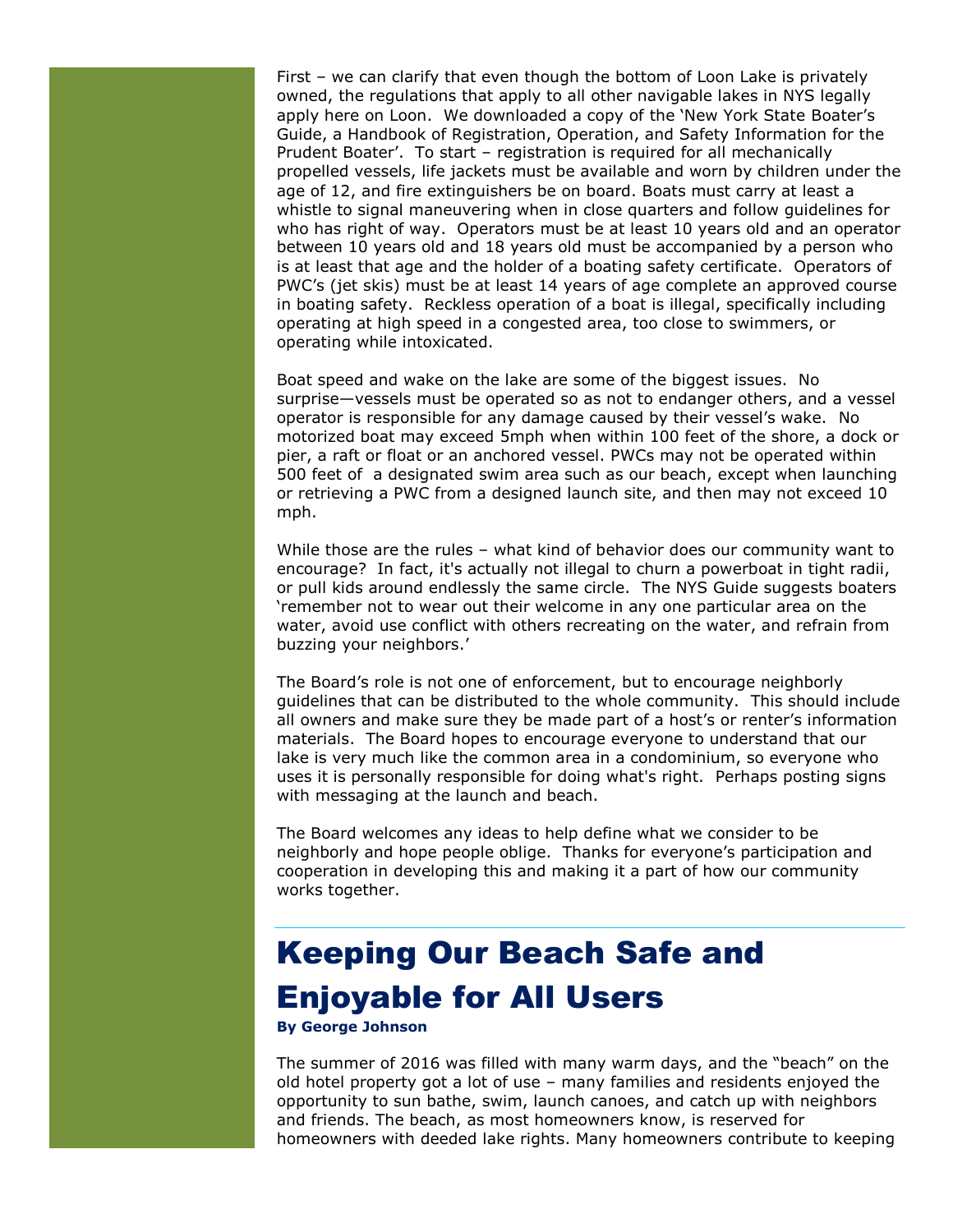First – we can clarify that even though the bottom of Loon Lake is privately owned, the regulations that apply to all other navigable lakes in NYS legally apply here on Loon. We downloaded a copy of the 'New York State Boater's Guide, a Handbook of Registration, Operation, and Safety Information for the Prudent Boater'. To start – registration is required for all mechanically propelled vessels, life jackets must be available and worn by children under the age of 12, and fire extinguishers be on board. Boats must carry at least a whistle to signal maneuvering when in close quarters and follow guidelines for who has right of way. Operators must be at least 10 years old and an operator between 10 years old and 18 years old must be accompanied by a person who is at least that age and the holder of a boating safety certificate. Operators of PWC's (jet skis) must be at least 14 years of age complete an approved course in boating safety. Reckless operation of a boat is illegal, specifically including operating at high speed in a congested area, too close to swimmers, or operating while intoxicated.

Boat speed and wake on the lake are some of the biggest issues. No surprise—vessels must be operated so as not to endanger others, and a vessel operator is responsible for any damage caused by their vessel's wake. No motorized boat may exceed 5mph when within 100 feet of the shore, a dock or pier, a raft or float or an anchored vessel. PWCs may not be operated within 500 feet of a designated swim area such as our beach, except when launching or retrieving a PWC from a designed launch site, and then may not exceed 10 mph.

While those are the rules – what kind of behavior does our community want to encourage? In fact, it's actually not illegal to churn a powerboat in tight radii, or pull kids around endlessly the same circle. The NYS Guide suggests boaters 'remember not to wear out their welcome in any one particular area on the water, avoid use conflict with others recreating on the water, and refrain from buzzing your neighbors.'

The Board's role is not one of enforcement, but to encourage neighborly guidelines that can be distributed to the whole community. This should include all owners and make sure they be made part of a host's or renter's information materials. The Board hopes to encourage everyone to understand that our lake is very much like the common area in a condominium, so everyone who uses it is personally responsible for doing what's right. Perhaps posting signs with messaging at the launch and beach.

The Board welcomes any ideas to help define what we consider to be neighborly and hope people oblige. Thanks for everyone's participation and cooperation in developing this and making it a part of how our community works together.

---

# Keeping Our Beach Safe and Enjoyable for All Users

**By George Johnson**

The summer of 2016 was filled with many warm days, and the "beach" on the old hotel property got a lot of use – many families and residents enjoyed the opportunity to sun bathe, swim, launch canoes, and catch up with neighbors and friends. The beach, as most homeowners know, is reserved for homeowners with deeded lake rights. Many homeowners contribute to keeping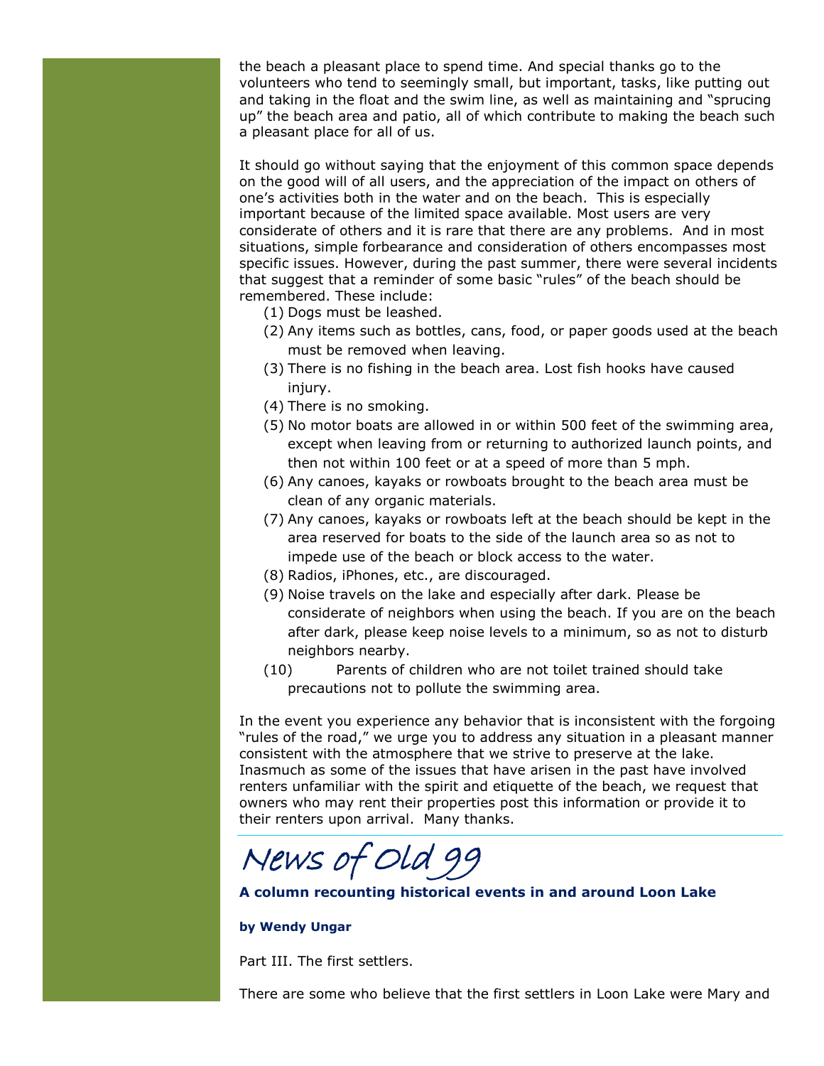the beach a pleasant place to spend time. And special thanks go to the volunteers who tend to seemingly small, but important, tasks, like putting out and taking in the float and the swim line, as well as maintaining and "sprucing up" the beach area and patio, all of which contribute to making the beach such a pleasant place for all of us.

It should go without saying that the enjoyment of this common space depends on the good will of all users, and the appreciation of the impact on others of one's activities both in the water and on the beach. This is especially important because of the limited space available. Most users are very considerate of others and it is rare that there are any problems. And in most situations, simple forbearance and consideration of others encompasses most specific issues. However, during the past summer, there were several incidents that suggest that a reminder of some basic "rules" of the beach should be remembered. These include:

(1) Dogs must be leashed.
(2) Any items such as bottles, cans, food, or paper goods used at the beach must be removed when leaving.
(3) There is no fishing in the beach area. Lost fish hooks have caused injury.
(4) There is no smoking.
(5) No motor boats are allowed in or within 500 feet of the swimming area, except when leaving from or returning to authorized launch points, and then not within 100 feet or at a speed of more than 5 mph.
(6) Any canoes, kayaks or rowboats brought to the beach area must be clean of any organic materials.
(7) Any canoes, kayaks or rowboats left at the beach should be kept in the area reserved for boats to the side of the launch area so as not to impede use of the beach or block access to the water.
(8) Radios, iPhones, etc., are discouraged.
(9) Noise travels on the lake and especially after dark. Please be considerate of neighbors when using the beach. If you are on the beach after dark, please keep noise levels to a minimum, so as not to disturb neighbors nearby.
(10) Parents of children who are not toilet trained should take precautions not to pollute the swimming area.

In the event you experience any behavior that is inconsistent with the forgoing "rules of the road," we urge you to address any situation in a pleasant manner consistent with the atmosphere that we strive to preserve at the lake. Inasmuch as some of the issues that have arisen in the past have involved renters unfamiliar with the spirit and etiquette of the beach, we request that owners who may rent their properties post this information or provide it to their renters upon arrival. Many thanks.

---

# News of Old 99

**A column recounting historical events in and around Loon Lake**

**by Wendy Ungar**

Part III. The first settlers.

There are some who believe that the first settlers in Loon Lake were Mary and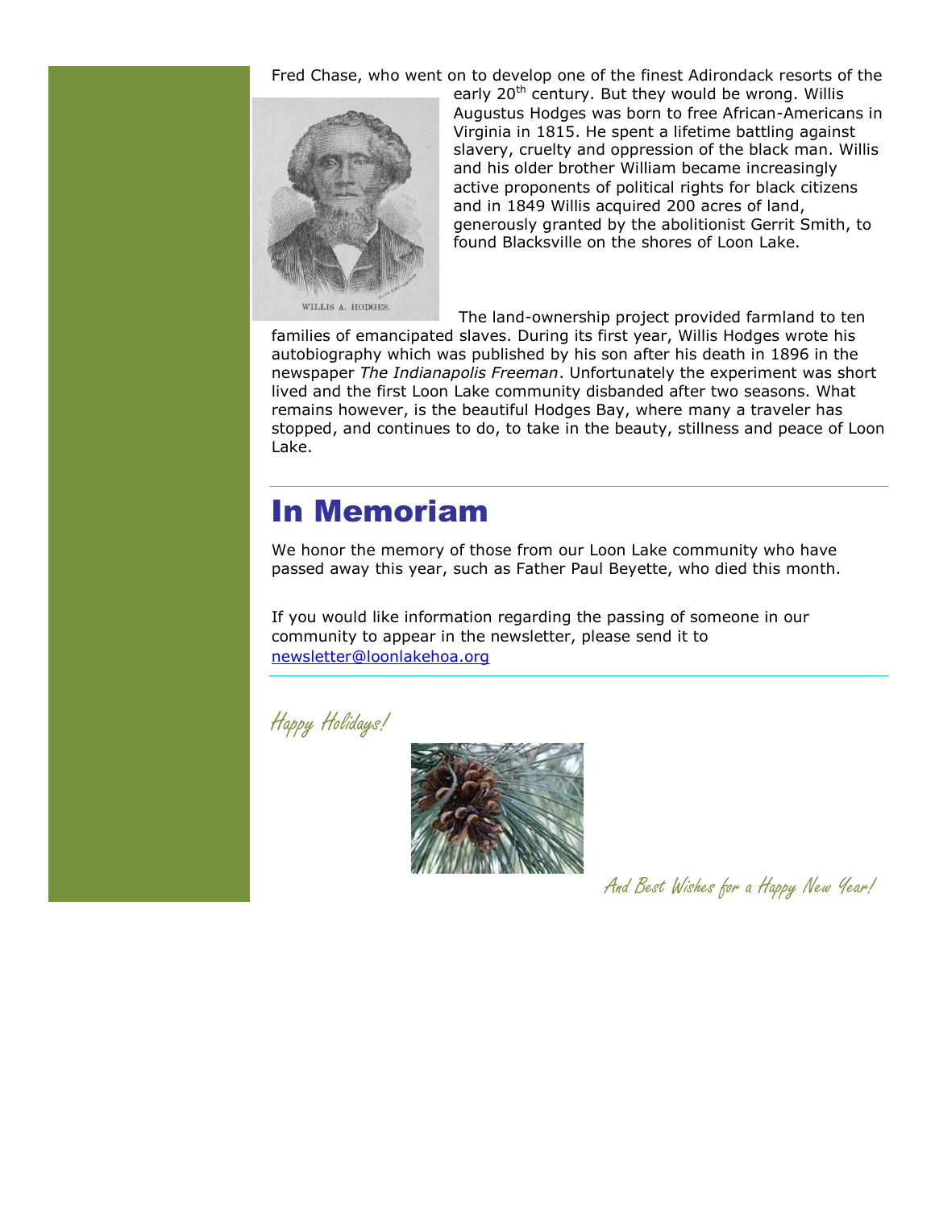Fred Chase, who went on to develop one of the finest Adirondack resorts of the early 20th century. But they would be wrong. Willis Augustus Hodges was born to free African-Americans in Virginia in 1815. He spent a lifetime battling against slavery, cruelty and oppression of the black man. Willis and his older brother William became increasingly active proponents of political rights for black citizens and in 1849 Willis acquired 200 acres of land, generously granted by the abolitionist Gerrit Smith, to found Blacksville on the shores of Loon Lake.

WILLIS A. HODGES.

The land-ownership project provided farmland to ten families of emancipated slaves. During its first year, Willis Hodges wrote his autobiography which was published by his son after his death in 1896 in the newspaper *The Indianapolis Freeman*. Unfortunately the experiment was short lived and the first Loon Lake community disbanded after two seasons. What remains however, is the beautiful Hodges Bay, where many a traveler has stopped, and continues to do, to take in the beauty, stillness and peace of Loon Lake.

## In Memoriam

We honor the memory of those from our Loon Lake community who have passed away this year, such as Father Paul Beyette, who died this month.

If you would like information regarding the passing of someone in our community to appear in the newsletter, please send it to newsletter@loonlakehoa.org

*Happy Holidays!*

*And Best Wishes for a Happy New Year!*